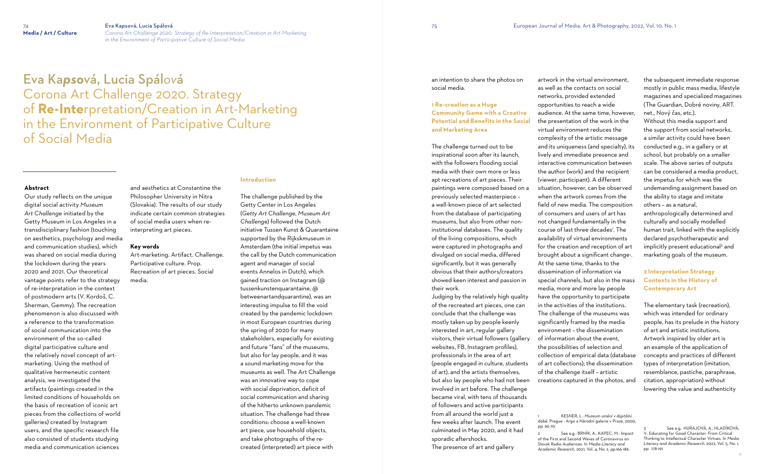# Eva Kapsová, Lucia Spálová

## Corona Art Challenge 2020. Strategy of **Re-Inter**pretation/Creation in Art-Marketing in the Environment of Participative Culture of Social Media

**Abstract**

Our study reflects on the unique digital social activity *Museum Art Challenge* initiated by the Getty Museum in Los Angeles in a transdisciplinary fashion (touching on aesthetics, psychology and media and communication studies), which was shared on social media during the lockdown during the years 2020 and 2021. Our theoretical vantage points refer to the strategy of re-interpretation in the context of postmodern arts (V. Kordoš, C. Sherman, Gemmy). The recreation phenomenon is also discussed with a reference to the transformation of social communication into the environment of the so-called digital participative culture and the relatively novel concept of art-marketing. Using the method of qualitative hermeneutic content analysis, we investigated the artifacts (paintings created in the limited conditions of households on the basis of recreation of iconic art pieces from the collections of world galleries) created by Instagram users, and the specific research file also consisted of students studying media and communication sciences and aesthetics at Constantine the Philosopher University in Nitra (Slovakia). The results of our study indicate certain common strategies of social media users when re-interpreting art pieces.

**Key words**

Art-marketing. Artifact. Challenge. Participative culture. Prop. Recreation of art pieces. Social media.

### Introduction

The challenge published by the Getty Center in Los Angeles (*Getty Art Challenge*, *Museum Art Challenge*) followed the Dutch initiative Tussen Kunst & Quarantaine supported by the Rijkskmuseum in Amsterdam (the initial impetus was the call by the Dutch communication agent and manager of social events Annelos in Dutch), which gained traction on Instagram (@ tussenkunstenquarantaine, @ betweenartandquarantine), was an interesting impulse to fill the void created by the pandemic lockdown in most European countries during the spring of 2020 for many stakeholders, especially for existing and future "fans" of the museums, but also for lay people, and it was a sound marketing move for the museums as well. The Art Challenge was an innovative way to cope with social deprivation, deficit of social communication and sharing of the hitherto unknown pandemic situation. The challenge had three conditions: choose a well-known art piece, use household objects, and take photographs of the re-created (interpreted) art piece with an intention to share the photos on social media.

### 1 Re-creation as a Huge Community Game with a Creative Potential and Benefits in the Social and Marketing Area

The challenge turned out to be inspirational soon after its launch, with the followers flooding social media with their own more or less apt recreations of art pieces. Their paintings were composed based on a previously selected masterpiece – a well-known piece of art selected from the database of participating museums, but also from other non-institutional databases. The quality of the living compositions, which were captured in photographs and divulged on social media, differed significantly, but it was generally obvious that their authors/creators showed keen interest and passion in their work.

Judging by the relatively high quality of the recreated art pieces, one can conclude that the challenge was mostly taken up by people keenly interested in art, regular gallery visitors, their virtual followers (gallery websites, FB, Instagram profiles), professionals in the area of art (people engaged in culture, students of art), and the artists themselves, but also lay people who had not been involved in art before. The challenge became viral, with tens of thousands of followers and active participants from all around the world just a few weeks after launch. The event culminated in May 2020, and it had sporadic aftershocks.

The presence of art and gallery artwork in the virtual environment, as well as the contacts on social networks, provided extended opportunities to reach a wide audience. At the same time, however, the presentation of the work in the virtual environment reduces the complexity of the artistic message and its uniqueness (and specialty), its lively and immediate presence and interactive communication between the author (work) and the recipient (viewer, participant). A different situation, however, can be observed when the artwork comes from the field of new media. The composition of consumers and users of art has not changed fundamentally in the course of last three decades[1]. The availability of virtual environments for the creation and reception of art brought about a significant change[2]. At the same time, thanks to the dissemination of information via special channels, but also in the mass media, more and more lay people have the opportunity to participate in the activities of the institutions. The challenge of the museums was significantly framed by the media environment – the dissemination of information about the event, the possibilities of selection and collection of empirical data (database of art collections); the dissemination of the challenge itself – artistic creations captured in the photos, and the subsequent immediate response mostly in public mass media, lifestyle magazines and specialized magazines (The Guardian, Dobré noviny, ART. net., Nový čas, etc.).

Without this media support and the support from social networks, a similar activity could have been conducted e.g., in a gallery or at school, but probably on a smaller scale. The above series of outputs can be considered a media product, the impetus for which was the undemanding assignment based on the ability to stage and imitate others – as a natural, anthropologically determined and culturally and socially modelled human trait, linked with the explicitly declared psychotherapeutic and implicitly present educational[3] and marketing goals of the museum.

### 2 Interpretation Strategy Contexts in the History of Contemporary Art

The elementary task (recreation), which was intended for ordinary people, has its prelude in the history of art and artistic institutions. Artwork inspired by older art is an example of the application of concepts and practices of different types of interpretation (imitation, resemblance, pastiche, paraphrase, citation, appropriation) without lowering the value and authenticity

---

1 KESNER, L.: *Muzeum umění v digitální době*. Prague : Argo a Národní galerie v Praze, 2000, pp. 66-70.

2 See e.g.: BRNÍK, A., KAPEC, M.: Impact of the First and Second Waves of Coronavirus on Slovak Radio Audiences. In *Media Literacy and Academic Research*, 2021, Vol. 4, No. 2, pp.166-186.

3 See e.g.: HURAJOVÁ, A., HLADÍKOVÁ, V.: Educating for Good Character: From Critical Thinking to Intellectual Character Virtues. In *Media Literacy and Academic Research*, 2022, Vol. 5, No. 1, pp. 178-191.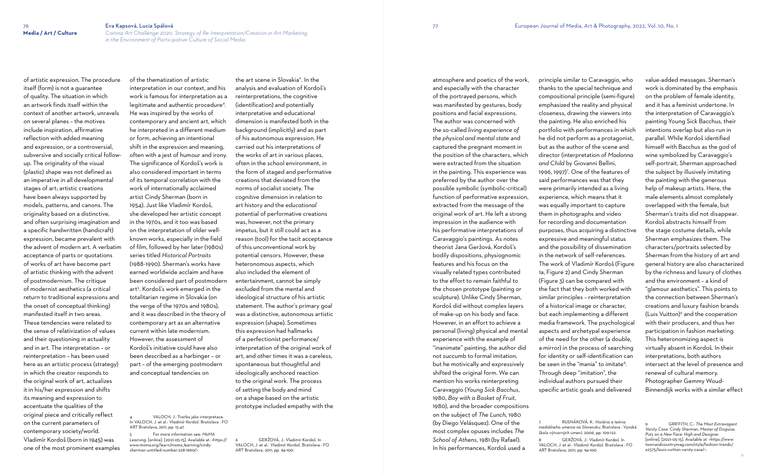of artistic expression. The procedure itself (form) is not a guarantee of quality. The situation in which an artwork finds itself within the context of another artwork, unravels on several planes – the motives include inspiration, affirmative reflection with added meaning and expression, or a controversial, subversive and socially critical follow-up. The originality of the visual (plastic) shape was not defined as an imperative in all developmental stages of art; artistic creations have been always supported by models, patterns, and canons. The originality based on a distinctive, and often surprising imagination and a specific handwritten (handicraft) expression, became prevalent with the advent of modern art. A verbatim acceptance of parts or quotations of works of art have become part of artistic thinking with the advent of postmodernism. The critique of modernist aesthetics (a critical return to traditional expressions and the onset of conceptual thinking) manifested itself in two areas. These tendencies were related to the sense of relativization of values and their questioning in actuality and in art. The interpretation – or reinterpretation – has been used here as an artistic process (strategy) in which the creator responds to the original work of art, actualizes it in his/her expression and shifts its meaning and expression to accentuate the qualities of the original piece and critically reflect on the current parameters of contemporary society/world. Vladimír Kordoš (born in 1945) was one of the most prominent examples of the thematization of artistic interpretation in our context, and his work is famous for interpretation as a legitimate and authentic procedure[4]. He was inspired by the works of contemporary and ancient art, which he interpreted in a different medium or form, achieving an intentional shift in the expression and meaning, often with a jest of humour and irony. The significance of Kordoš's work is also considered important in terms of its temporal correlation with the work of internationally acclaimed artist Cindy Sherman (born in 1954). Just like Vladimír Kordoš, she developed her artistic concept in the 1970s, and it too was based on the interpretation of older well-known works, especially in the field of film, followed by her later (1980s) series titled *Historical Portraits* (1988-1990). Sherman's works have earned worldwide acclaim and have been considered part of postmodern art[5]. Kordoš's work emerged in the totalitarian regime in Slovakia (on the verge of the 1970s and 1980s), and it was described in the theory of contemporary art as an alternative current within late modernism. However, the assessment of Kordoš's initiative could have also been described as a harbinger – or part – of the emerging postmodern and conceptual tendencies on the art scene in Slovakia[6]. In the analysis and evaluation of Kordoš's reinterpretations, the cognitive (identification) and potentially interpretative and educational dimension is manifested both in the background (implicitly) and as part of his autonomous expression. He carried out his interpretations of the works of art in various places, often in the school environment, in the form of staged and performative creations that deviated from the norms of socialist society. The *cognitive* dimension in relation to art history and the *educational* potential of performative creations was, however, not the primary impetus, but it still could act as a reason (tool) for the tacit acceptance of this unconventional work by potential censors. However, these heteronomous aspects, which also included the element of entertainment, cannot be simply excluded from the mental and ideological structure of his artistic statement. The author's primary goal was a distinctive, autonomous artistic expression (shape). Sometimes this expression had hallmarks of a perfectionist performance/interpretation of the original work of art, and other times it was a careless, spontaneous but thoughtful and ideologically anchored reaction to the original work. The process of setting the body and mind on a shape based on the artistic prototype included empathy with the atmosphere and poetics of the work, and especially with the character of the portrayed persons, which was manifested by gestures, body positions and facial expressions. The author was concerned with the so-called *living experience of the physical and mental state* and captured the pregnant moment in the position of the characters, which were extracted from the situation in the painting. This experience was preferred by the author over the possible symbolic (symbolic-critical) function of performative expression, extracted from the message of the original work of art. He left a strong impression in the audience with his performative interpretations of Caravaggio's paintings. As notes theorist Jana Geržová, Kordoš's bodily dispositions, physiognomic features and his focus on the visually related types contributed to the effort to remain faithful to the chosen prototype (painting or sculpture). Unlike Cindy Sherman, Kordoš did without complex layers of make-up on his body and face. However, in an effort to achieve a personal (living) physical and mental experience with the example of "inanimate" painting, the author did not succumb to formal imitation, but he motivically and expressively shifted the original form. We can mention his works reinterpreting Caravaggio (*Young Sick Bacchus*, 1980, *Boy with a Basket of Fruit*, 1980), and the broader compositions on the subject of *The Lunch*, 1980 (by Diego Velásquez). One of the most complex opuses includes *The School of Athens*, 1981 (by Rafael). In his performances, Kordoš used a principle similar to Caravaggio, who thanks to the special technique and compositional principle (semi-figure) emphasized the reality and physical closeness, drawing the viewers into the painting. He also enriched his portfolio with performances in which he did not perform as a protagonist, but as the author of the scene and director (interpretation of *Madonna and Child* by Giovanni Bellini, 1996, 1997)[7]. One of the features of said performances was that they were primarily intended as a living experience, which means that it was equally important to capture them in photographs and video for recording and documentation purposes, thus acquiring a distinctive expressive and meaningful status and the possibility of dissemination in the network of self-references. The work of Vladimír Kordoš (Figure 1a, Figure 2) and Cindy Sherman (Figure 3) can be compared with the fact that they both worked with similar principles – reinterpretation of a historical image or character, but each implementing a different media framework. The psychological aspects and archetypal experience of the need for the other (a double, a mirror) in the process of searching for identity or self-identification can be seen in the "mania" to imitate[8]. Through deep "imitation", the individual authors pursued their specific artistic goals and delivered value-added messages. Sherman's work is dominated by the emphasis on the problem of female identity, and it has a feminist undertone. In the interpretation of Caravaggio's painting Young Sick Bacchus, their intentions overlap but also run in parallel. While Kordoš identified himself with Bacchus as the god of wine symbolized by Caravaggio's self-portrait, Sherman approached the subject by illusively imitating the painting with the generous help of makeup artists. Here, the male elements almost completely overlapped with the female, but Sherman's traits did not disappear. Kordoš abstracts himself from the stage costume details, while Sherman emphasizes them. The characters/portraits selected by Sherman from the history of art and general history are also characterized by the richness and luxury of clothes and the environment – a kind of "glamour aesthetics". This points to the connection between Sherman's creations and luxury fashion brands (Luis Vuitton)[9] and the cooperation with their producers, and thus her participation in fashion marketing. This heteronomizing aspect is virtually absent in Kordoš. In their interpretations, both authors intersect at the level of presence and renewal of cultural memory. Photographer Gemmy Woud-Binnendijk works with a similar effect

---

4 VALOCH, J.: Tvorba jako interpretace. In VALOCH, J. et al.: *Vladimír Kordoš*. Bratislava : FO ART Bratislava, 2011, pp. 15-47.

5 For more information see: *MoMA Learning*. [online]. [2021-05-15]. Available at: <https://www.moma.org/learn/moma_learning/cindy-sherman-untitled-number-228-1990/>.

6 GERŽOVÁ, J.: Vladimír Kordoš. In VALOCH, J. et al.: *Vladimír Kordoš*. Bratislava : FO ART Bratislava, 2011, pp. 94-100.

7 RUSNÁKOVÁ, K.: *História a teória mediálneho umenia na Slovensku*. Bratislava : Vysoká škola výtvarných umení, 2006, pp. 109-122.

8 GERŽOVÁ, J.: Vladimír Kordoš. In VALOCH, J. et al.: *Vladimír Kordoš*. Bratislava : FO ART Bratislava, 2011, pp. 94-100.

9 GRIFFITH, C.: *The Most Extravagant Vanity Case. Cindy Sherman, Master of Disguise, Puts on a New Face: High-end Designer*. [online]. [2021-05-15]. Available at: <https://www.townandcountrymag.com/style/fashion-trends/a2375/louis-vuitton-vanity-case/>.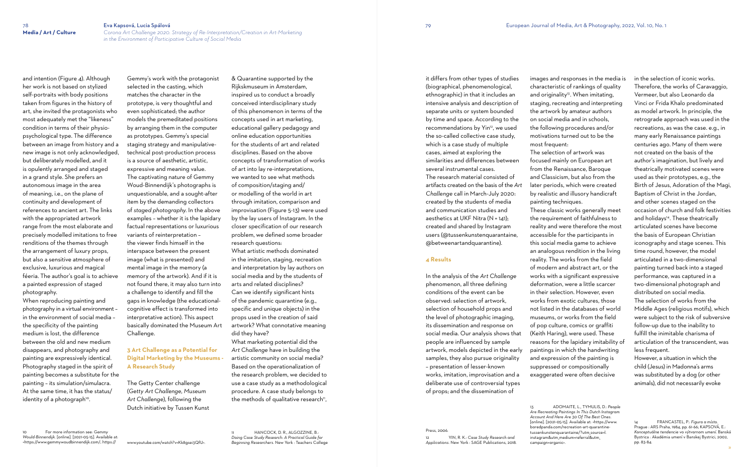and intention (Figure 4). Although her work is not based on stylized self-portraits with body positions taken from figures in the history of art, she invited the protagonists who most adequately met the "likeness" condition in terms of their physio-psychological type. The difference between an image from history and a new image is not only acknowledged, but deliberately modelled, and it is opulently arranged and staged in a grand style. She prefers an autonomous image in the area of meaning, i.e., on the plane of continuity and development of references to ancient art. The links with the appropriated artwork range from the most elaborate and precisely modelled imitations to free renditions of the themes through the arrangement of luxury props, but also a sensitive atmosphere of exclusive, luxurious and magical féeria. The author's goal is to achieve a painted expression of staged photography.

When reproducing painting and photography in a virtual environment – in the environment of social media – the specificity of the painting medium is lost, the difference between the old and new medium disappears, and photography and painting are expressively identical. Photography staged in the spirit of painting becomes a substitute for the painting – its simulation/simulacra. At the same time, it has the status/identity of a photograph[10].

Gemmy's work with the protagonist selected in the casting, which matches the character in the prototype, is very thoughtful and even sophisticated; the author models the premeditated positions by arranging them in the computer as prototypes. Gemmy's special staging strategy and manipulative-technical post-production process is a source of aesthetic, artistic, expressive and meaning value. The captivating nature of Gemmy Woud-Binnendijk's photographs is unquestionable, and a sought-after item by the demanding collectors of *staged photography*. In the above examples – whether it is the lapidary factual representations or luxurious variants of reinterpretation – the viewer finds himself in the interspace between the present image (what is presented) and mental image in the memory (a memory of the artwork). And if it is not found there, it may also turn into a challenge to identify and fill the gaps in knowledge (the educational-cognitive effect is transformed into interpretative action). This aspect basically dominated the Museum Art Challenge.

## 3 Art Challenge as a Potential for Digital Marketing by the Museums - A Research Study

The Getty Center challenge (*Getty Art Challenge, Museum Art Challenge*), following the Dutch initiative by Tussen Kunst & Quarantine supported by the Rijksmuseum in Amsterdam, inspired us to conduct a broadly conceived interdisciplinary study of this phenomenon in terms of the concepts used in art marketing, educational gallery pedagogy and online education opportunities for the students of art and related disciplines. Based on the above concepts of transformation of works of art into lay re-interpretations, we wanted to see what methods of composition/staging and/or modelling of the world in art through imitation, comparison and improvisation (Figure 5-13) were used by the lay users of Instagram. In the closer specification of our research problem, we defined some broader research questions:

What artistic methods dominated in the imitation, staging, recreation and interpretation by lay authors on social media and by the students of arts and related disciplines?

Can we identify significant hints of the pandemic quarantine (e.g., specific and unique objects) in the props used in the creation of said artwork? What connotative meaning did they have?

What marketing potential did the *Art Challenge* have in building the artistic community on social media?

Based on the operationalization of the research problem, we decided to use a case study as a methodological procedure. A case study belongs to the methods of qualitative research[11], it differs from other types of studies (biographical, phenomenological, ethnographic) in that it includes an intensive analysis and description of separate units or system bounded by time and space. According to the recommendations by Yin[12], we used the so-called collective case study, which is a case study of multiple cases, aimed at exploring the similarities and differences between several instrumental cases.

The research material consisted of artifacts created on the basis of the *Art Challenge* call in March-July 2020: created by the students of media and communication studies and aesthetics at UKF Nitra (N = 141); created and shared by Instagram users (@tussenkunstenquarantaine, @betweenartandquarantine).

## 4 Results

In the analysis of the *Art Challenge* phenomenon, all three defining conditions of the event can be observed: selection of artwork, selection of household props and the level of photographic imaging, its dissemination and response on social media. Our analysis shows that people are influenced by sample artwork, models depicted in the early samples, they also pursue originality – presentation of lesser-known works, imitation, improvisation and a deliberate use of controversial types of props; and the dissemination of images and responses in the media is characteristic of rankings of quality and originality[13]. When imitating, staging, recreating and interpreting the artwork by amateur authors on social media and in schools, the following procedures and/or motivations turned out to be the most frequent:

The selection of artwork was focused mainly on European art from the Renaissance, Baroque and Classicism, but also from the later periods, which were created by realistic and illusory handicraft painting techniques.

These classic works generally meet the requirement of faithfulness to reality and were therefore the most accessible for the participants in this social media game to achieve an analogous rendition in the living reality. The works from the field of modern and abstract art, or the works with a significant expressive deformation, were a little scarcer in their selection. However, even works from exotic cultures, those not listed in the databases of world museums, or works from the field of pop culture, comics or graffiti (Keith Haring), were used. These reasons for the lapidary imitability of paintings in which the handwriting and expression of the painting is suppressed or compositionally exaggerated were often decisive in the selection of iconic works. Therefore, the works of Caravaggio, Vermeer, but also Leonardo da Vinci or Frida Khalo predominated as model artwork. In principle, the retrograde approach was used in the recreations, as was the case. e.g., in many early Renaissance paintings centuries ago. Many of them were not created on the basis of the author's imagination, but lively and theatrically motivated scenes were used as their prototypes, e.g., the Birth of Jesus, Adoration of the Magi, Baptism of Christ in the Jordan, and other scenes staged on the occasion of church and folk festivities and holidays[14]. These theatrically articulated scenes have become the basis of European Christian iconography and stage scenes. This time round, however, the model articulated in a two-dimensional painting turned back into a staged performance, was captured in a two-dimensional photograph and distributed on social media.

The selection of works from the Middle Ages (religious motifs), which were subject to the risk of subversive follow-up due to the inability to fulfill the inimitable charisma of articulation of the transcendent, was less frequent.

However, a situation in which the child (Jesus) in Madonna's arms was substituted by a dog (or other animals), did not necessarily evoke

---

10 For more information see: *Gemmy Would-Binnendijk*. [online]. [2021-05-15]. Available at: <https://www.gemmywoudbinnendijk.com/; https://www.youtube.com/watch?v=Kk8gsei3QfU>.

11 HANCOCK, D. R., ALGOZZINE, B.: *Doing Case Study Research: A Practical Guide for Beginning Researchers*. New York : Teachers College Press, 2006.

12 YIN, R. K.: *Case Study Research and Applications*. New York : SAGE Publications, 2018.

13 ADOMAITE, L., TYMULIS, D.: *People Are Recreating Paintings In This Dutch Instagram Account And Here Are 30 Of The Best Ones*. [online]. [2021-05-15]. Available at: <https://www.boredpanda.com/recreation-art-quarantine-tussenkunstenquarantaine/?utm_source=l.instagram&utm_medium=referral&utm_campaign=organic>.

14 FRANCASTEL, P.: *Figura a místo*. Prague : ARS Praha, 1984, pp. 61-66; KAPSOVÁ, E.: *Konceptuálne tendencie vo výtvarnom umení*. Banská Bystrica : Akadémia umení v Banskej Bystrici, 2002, pp. 83-84.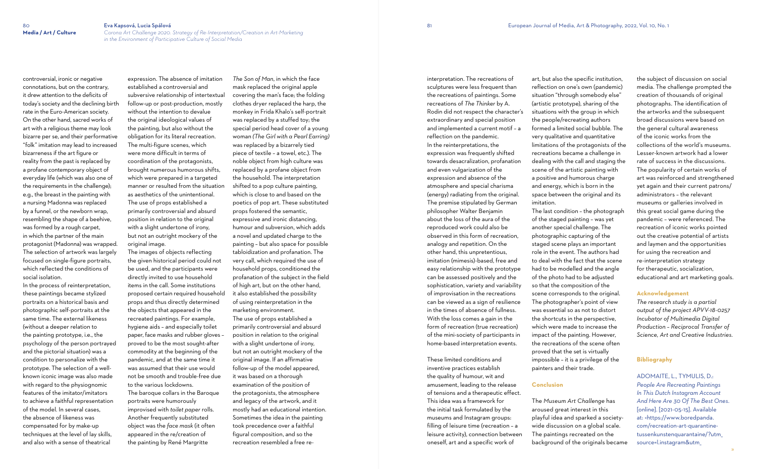controversial, ironic or negative connotations, but on the contrary, it drew attention to the deficits of today's society and the declining birth rate in the Euro-American society. On the other hand, sacred works of art with a religious theme may look bizarre per se, and their performative "folk" imitation may lead to increased bizarreness if the art figure or reality from the past is replaced by a profane contemporary object of everyday life (which was also one of the requirements in the challenge); e.g., the breast in the painting with a nursing Madonna was replaced by a funnel, or the newborn wrap, resembling the shape of a beehive, was formed by a rough carpet, in which the partner of the main protagonist (Madonna) was wrapped. The selection of artwork was largely focused on single-figure portraits, which reflected the conditions of social isolation.

In the process of reinterpretation, these paintings became stylized portraits on a historical basis and photographic self-portraits at the same time. The external likeness (without a deeper relation to the painting prototype, i.e., the psychology of the person portrayed and the pictorial situation) was a condition to personalize with the prototype. The selection of a well-known iconic image was also made with regard to the physiognomic features of the imitator/imitators to achieve a faithful representation of the model. In several cases, the absence of likeness was compensated for by make-up techniques at the level of lay skills, and also with a sense of theatrical expression. The absence of imitation established a controversial and subversive relationship of intertextual follow-up or post-production, mostly without the intention to devalue the original ideological values of the painting, but also without the obligation for its literal recreation. The multi-figure scenes, which were more difficult in terms of coordination of the protagonists, brought numerous humorous shifts, which were prepared in a targeted manner or resulted from the situation as aesthetics of the unintentional. The use of props established a primarily controversial and absurd position in relation to the original with a slight undertone of irony, but not an outright mockery of the original image.

The images of objects reflecting the given historical period could not be used, and the participants were directly invited to use household items in the call. Some institutions proposed certain required household props and thus directly determined the objects that appeared in the recreated paintings. For example, hygiene aids – and especially toilet paper, face masks and rubber gloves – proved to be the most sought-after commodity at the beginning of the pandemic, and at the same time it was assumed that their use would not be smooth and trouble-free due to the various lockdowns.

The baroque collars in the Baroque portraits were humorously improvised with *toilet paper* rolls. Another frequently substituted object was the *face mask* (it often appeared in the re/creation of the painting by René Margritte *The Son of Man*, in which the face mask replaced the original apple covering the man's face; the folding clothes dryer replaced the harp, the monkey in Frida Khalo's self-portrait was replaced by a stuffed toy; the special period head cover of a young woman *(The Girl with a Pearl Earring)* was replaced by a bizarrely tied piece of textile – a towel, etc.). The noble object from high culture was replaced by a profane object from the household. The interpretation shifted to a pop culture painting, which is close to and based on the poetics of pop art. These substituted props fostered the semantic, expressive and ironic distancing, humour and subversion, which adds a novel and updated charge to the painting – but also space for possible tabloidization and profanation. The very call, which required the use of household props, conditioned the profanation of the subject in the field of high art, but on the other hand, it also established the possibility of using reinterpretation in the marketing environment.

The use of props established a primarily controversial and absurd position in relation to the original with a slight undertone of irony, but not an outright mockery of the original image. If an affirmative follow-up of the model appeared, it was based on a thorough examination of the position of the protagonists, the atmosphere and legacy of the artwork, and it mostly had an educational intention. Sometimes the idea in the painting took precedence over a faithful figural composition, and so the recreation resembled a free re-interpretation. The recreations of sculptures were less frequent than the recreations of paintings. Some recreations of *The Thinker* by A. Rodin did not respect the character's extraordinary and special position and implemented a current motif – a reflection on the pandemic.

In the reinterpretations, the expression was frequently shifted towards desacralization, profanation and even vulgarization of the expression and absence of the atmosphere and special charisma (energy) radiating from the original. The premise stipulated by German philosopher Walter Benjamin about the loss of the aura of the reproduced work could also be observed in this form of recreation, analogy and repetition. On the other hand, this unpretentious, imitation (mimesis)-based, free and easy relationship with the prototype can be assessed positively and the sophistication, variety and variability of improvisation in the recreations can be viewed as a sign of resilience in the times of absence of fullness. With the loss comes a gain in the form of recreation (true recreation) of the mini-society of participants in home-based interpretation events.

These limited conditions and inventive practices establish the quality of humour, wit and amusement, leading to the release of tensions and a therapeutic effect. This idea was a framework for the initial task formulated by the museums and Instagram groups: filling of leisure time (recreation – a leisure activity), connection between oneself, art and a specific work of art, but also the specific institution, reflection on one's own (pandemic) situation "through somebody else" (artistic prototype), sharing of the situations with the group in which the people/recreating authors formed a limited social bubble. The very qualitative and quantitative limitations of the protagonists of the recreations became a challenge in dealing with the call and staging the scene of the artistic painting with a positive and humorous charge and energy, which is born in the space between the original and its imitation.

The last condition – the photograph of the staged painting – was yet another special challenge. The photographic capturing of the staged scene plays an important role in the event. The authors had to deal with the fact that the scene had to be modelled and the angle of the photo had to be adjusted so that the composition of the scene corresponds to the original. The photographer's point of view was essential so as not to distort the shortcuts in the perspective, which were made to increase the impact of the painting. However, the recreations of the scene often proved that the set is virtually impossible – it is a privilege of the painters and their trade.

## Conclusion

The *Museum Art Challenge* has aroused great interest in this playful idea and sparked a society-wide discussion on a global scale. The paintings recreated on the background of the originals became the subject of discussion on social media. The challenge prompted the creation of thousands of original photographs. The identification of the artworks and the subsequent broad discussions were based on the general cultural awareness of the iconic works from the collections of the world's museums. Lesser-known artwork had a lower rate of success in the discussions. The popularity of certain works of art was reinforced and strengthened yet again and their current patrons/administrators – the relevant museums or galleries involved in this great social game during the pandemic – were referenced. The recreation of iconic works pointed out the creative potential of artists and laymen and the opportunities for using the recreation and re-interpretation strategy for therapeutic, socialization, educational and art marketing goals.

## Acknowledgement

*The research study is a partial output of the project APVV-18-0257 Incubator of Multimedia Digital Production – Reciprocal Transfer of Science, Art and Creative Industries.*

## Bibliography

ADOMAITE, L., TYMULIS, D.: *People Are Recreating Paintings In This Dutch Instagram Account And Here Are 30 Of The Best Ones.* [online]. [2021-05-15]. Available at: <https://www.boredpanda.com/recreation-art-quarantine-tussenkunstenquarantaine/?utm_source=l.instagram&utm_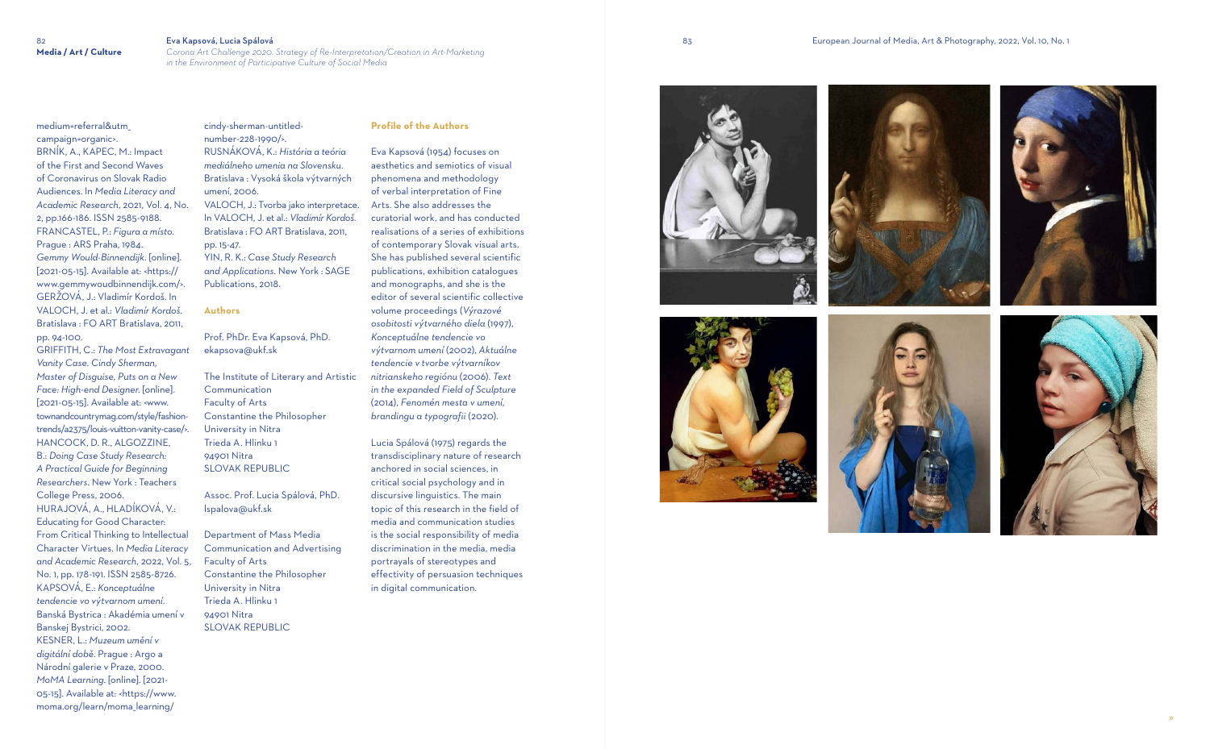medium=referral&utm_campaign=organic>.

BRNÍK, A., KAPEC, M.: Impact of the First and Second Waves of Coronavirus on Slovak Radio Audiences. In *Media Literacy and Academic Research*, 2021, Vol. 4, No. 2, pp.166-186. ISSN 2585-9188.

FRANCASTEL, P.: *Figura a místo*. Prague : ARS Praha, 1984.

*Gemmy Would-Binnendijk*. [online]. [2021-05-15]. Available at: <https://www.gemmywoudbinnendijk.com/>.

GERŽOVÁ, J.: Vladimír Kordoš. In VALOCH, J. et al.: *Vladimír Kordoš*. Bratislava : FO ART Bratislava, 2011, pp. 94-100.

GRIFFITH, C.: *The Most Extravagant Vanity Case. Cindy Sherman, Master of Disguise, Puts on a New Face: High-end Designer*. [online]. [2021-05-15]. Available at: <www.townandcountrymag.com/style/fashion-trends/a2375/louis-vuitton-vanity-case/>.

HANCOCK, D. R., ALGOZZINE, B.: *Doing Case Study Research: A Practical Guide for Beginning Researchers*. New York : Teachers College Press, 2006.

HURAJOVÁ, A., HLADÍKOVÁ, V.: Educating for Good Character: From Critical Thinking to Intellectual Character Virtues. In *Media Literacy and Academic Research*, 2022, Vol. 5, No. 1, pp. 178-191. ISSN 2585-8726.

KAPSOVÁ, E.: *Konceptuálne tendencie vo výtvarnom umení*. Banská Bystrica : Akadémia umení v Banskej Bystrici, 2002.

KESNER, L.: *Muzeum umění v digitální době*. Prague : Argo a Národní galerie v Praze, 2000.

*MoMA Learning*. [online]. [2021-05-15]. Available at: <https://www.moma.org/learn/moma_learning/cindy-sherman-untitled-number-228-1990/>.

RUSNÁKOVÁ, K.: *História a teória mediálneho umenia na Slovensku*. Bratislava : Vysoká škola výtvarných umení, 2006.

VALOCH, J.: Tvorba jako interpretace. In VALOCH, J. et al.: *Vladimír Kordoš*. Bratislava : FO ART Bratislava, 2011, pp. 15-47.

YIN, R. K.: *Case Study Research and Applications*. New York : SAGE Publications, 2018.

## Authors

Prof. PhDr. Eva Kapsová, PhD.
ekapsova@ukf.sk

The Institute of Literary and Artistic Communication
Faculty of Arts
Constantine the Philosopher University in Nitra
Trieda A. Hlinku 1
94901 Nitra
SLOVAK REPUBLIC

Assoc. Prof. Lucia Spálová, PhD.
lspalova@ukf.sk

Department of Mass Media Communication and Advertising
Faculty of Arts
Constantine the Philosopher University in Nitra
Trieda A. Hlinku 1
94901 Nitra
SLOVAK REPUBLIC

## Profile of the Authors

Eva Kapsová (1954) focuses on aesthetics and semiotics of visual phenomena and methodology of verbal interpretation of Fine Arts. She also addresses the curatorial work, and has conducted realisations of a series of exhibitions of contemporary Slovak visual arts. She has published several scientific publications, exhibition catalogues and monographs, and she is the editor of several scientific collective volume proceedings (*Výrazové osobitosti výtvarného diela* (1997), *Konceptuálne tendencie vo výtvarnom umení* (2002), *Aktuálne tendencie v tvorbe výtvarníkov nitrianskeho regiónu* (2006). *Text in the expanded Field of Sculpture* (2014), *Fenomén mesta v umení, brandingu a typografii* (2020).

Lucia Spálová (1975) regards the transdisciplinary nature of research anchored in social sciences, in critical social psychology and in discursive linguistics. The main topic of this research in the field of media and communication studies is the social responsibility of media discrimination in the media, media portrayals of stereotypes and effectivity of persuasion techniques in digital communication.